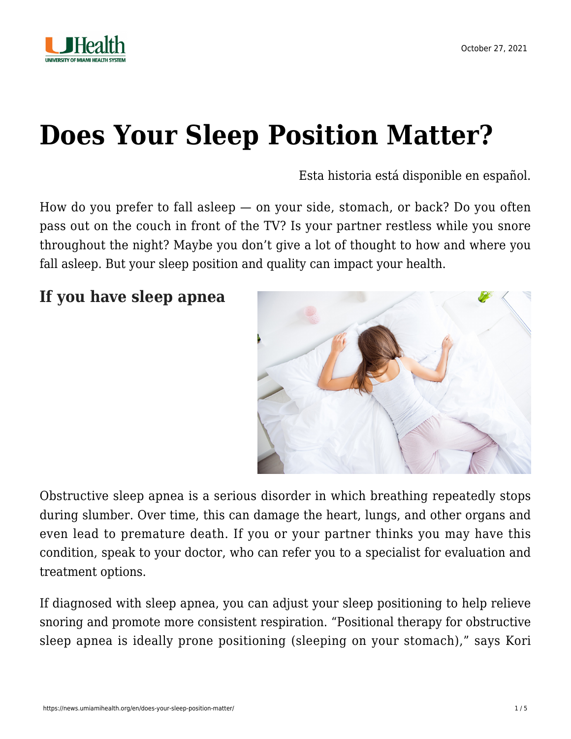# Does Your Sleep Position Matter?

Esta historia está disponible en español.

How do you prefer to fall asleep — on your side, stomach, or back? Do you often pass out on the couch in front of the TV? Is your partner restless while you snore throughout the night? Maybe you don't give a lot of thought to how and where you fall asleep. But your sleep position and quality can impact your health.

## If you have sleep apnea

Obstructive sleep apnea is a serious disorder in which breathing repeatedly stops during slumber. Over time, this can damage the heart, lungs, and other organs and even lead to premature death. If you or your partner thinks you may have this condition, speak to your doctor, who can refer you to a specialist for evaluation and treatment options.

If diagnosed with sleep apnea, you can adjust your sleep positioning to help relieve snoring and promote more consistent respiration. "Positional therapy for obstructive sleep apnea is ideally prone positioning (sleeping on your stomach)," says Kori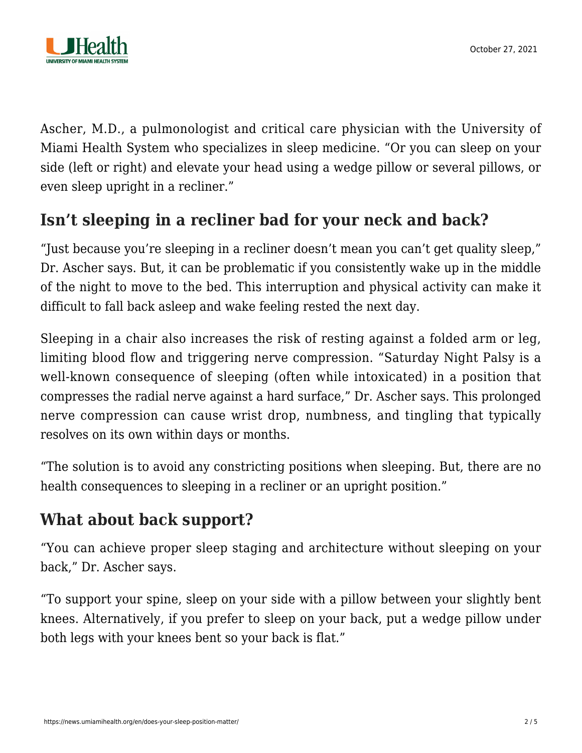Ascher, M.D., a pulmonologist and critical care physician with the University of Miami Health System who specializes in sleep medicine. “Or you can sleep on your side (left or right) and elevate your head using a wedge pillow or several pillows, or even sleep upright in a recliner.”

## Isn’t sleeping in a recliner bad for your neck and back?

“Just because you’re sleeping in a recliner doesn’t mean you can’t get quality sleep,” Dr. Ascher says. But, it can be problematic if you consistently wake up in the middle of the night to move to the bed. This interruption and physical activity can make it difficult to fall back asleep and wake feeling rested the next day.

Sleeping in a chair also increases the risk of resting against a folded arm or leg, limiting blood flow and triggering nerve compression. “Saturday Night Palsy is a well-known consequence of sleeping (often while intoxicated) in a position that compresses the radial nerve against a hard surface,” Dr. Ascher says. This prolonged nerve compression can cause wrist drop, numbness, and tingling that typically resolves on its own within days or months.

“The solution is to avoid any constricting positions when sleeping. But, there are no health consequences to sleeping in a recliner or an upright position.”

## What about back support?

“You can achieve proper sleep staging and architecture without sleeping on your back,” Dr. Ascher says.

“To support your spine, sleep on your side with a pillow between your slightly bent knees. Alternatively, if you prefer to sleep on your back, put a wedge pillow under both legs with your knees bent so your back is flat.”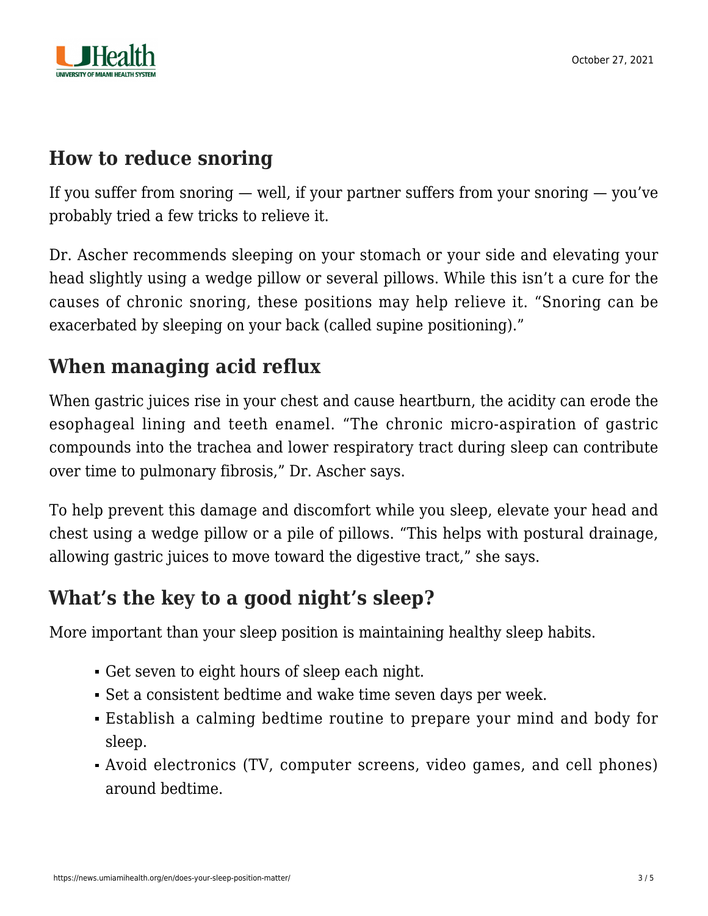## How to reduce snoring

If you suffer from snoring — well, if your partner suffers from your snoring — you've probably tried a few tricks to relieve it.

Dr. Ascher recommends sleeping on your stomach or your side and elevating your head slightly using a wedge pillow or several pillows. While this isn't a cure for the causes of chronic snoring, these positions may help relieve it. "Snoring can be exacerbated by sleeping on your back (called supine positioning)."

## When managing acid reflux

When gastric juices rise in your chest and cause heartburn, the acidity can erode the esophageal lining and teeth enamel. "The chronic micro-aspiration of gastric compounds into the trachea and lower respiratory tract during sleep can contribute over time to pulmonary fibrosis," Dr. Ascher says.

To help prevent this damage and discomfort while you sleep, elevate your head and chest using a wedge pillow or a pile of pillows. "This helps with postural drainage, allowing gastric juices to move toward the digestive tract," she says.

## What's the key to a good night's sleep?

More important than your sleep position is maintaining healthy sleep habits.

- Get seven to eight hours of sleep each night.
- Set a consistent bedtime and wake time seven days per week.
- Establish a calming bedtime routine to prepare your mind and body for sleep.
- Avoid electronics (TV, computer screens, video games, and cell phones) around bedtime.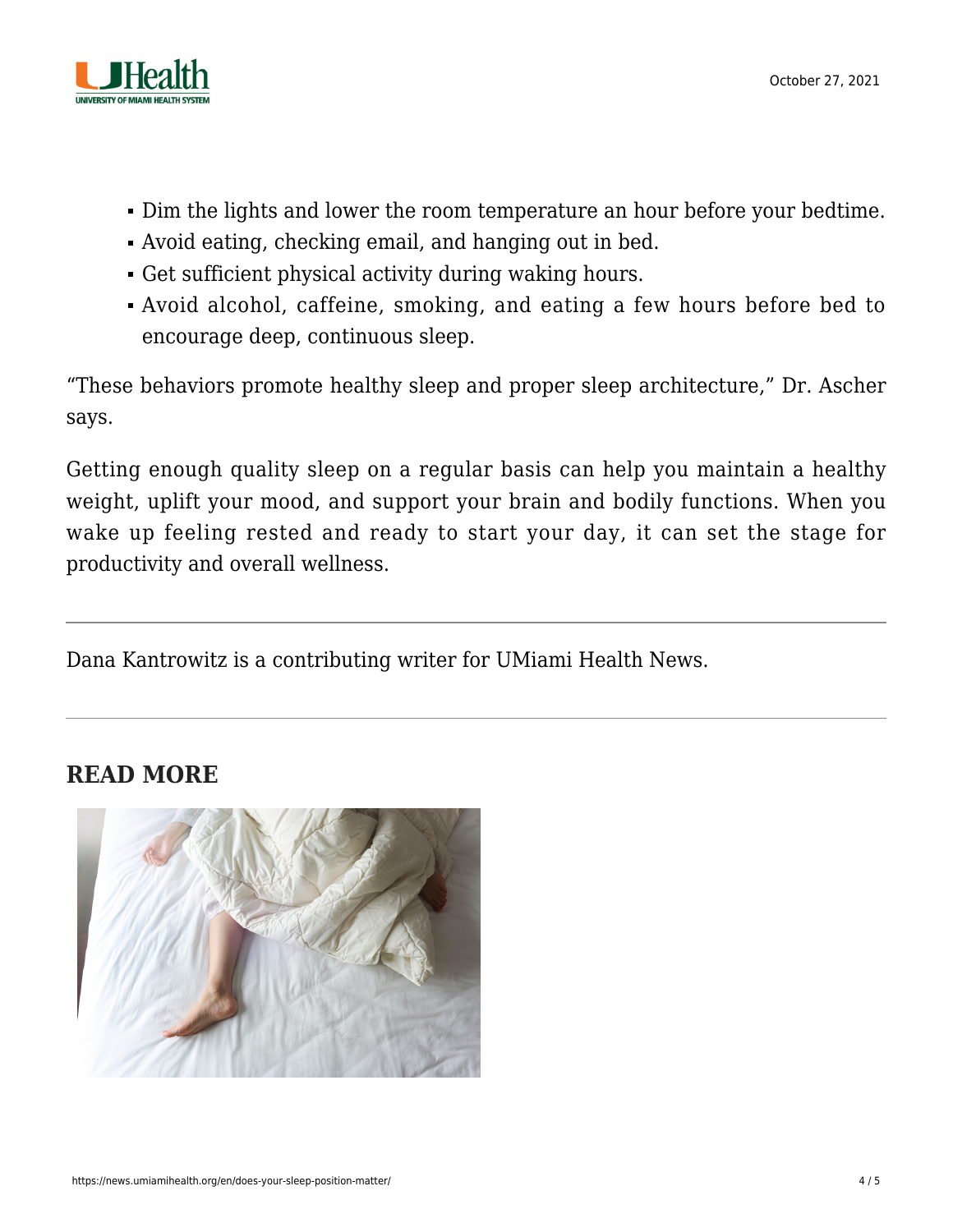- Dim the lights and lower the room temperature an hour before your bedtime.
- Avoid eating, checking email, and hanging out in bed.
- Get sufficient physical activity during waking hours.
- Avoid alcohol, caffeine, smoking, and eating a few hours before bed to encourage deep, continuous sleep.

"These behaviors promote healthy sleep and proper sleep architecture," Dr. Ascher says.

Getting enough quality sleep on a regular basis can help you maintain a healthy weight, uplift your mood, and support your brain and bodily functions. When you wake up feeling rested and ready to start your day, it can set the stage for productivity and overall wellness.

---

Dana Kantrowitz is a contributing writer for UMiami Health News.

---

## READ MORE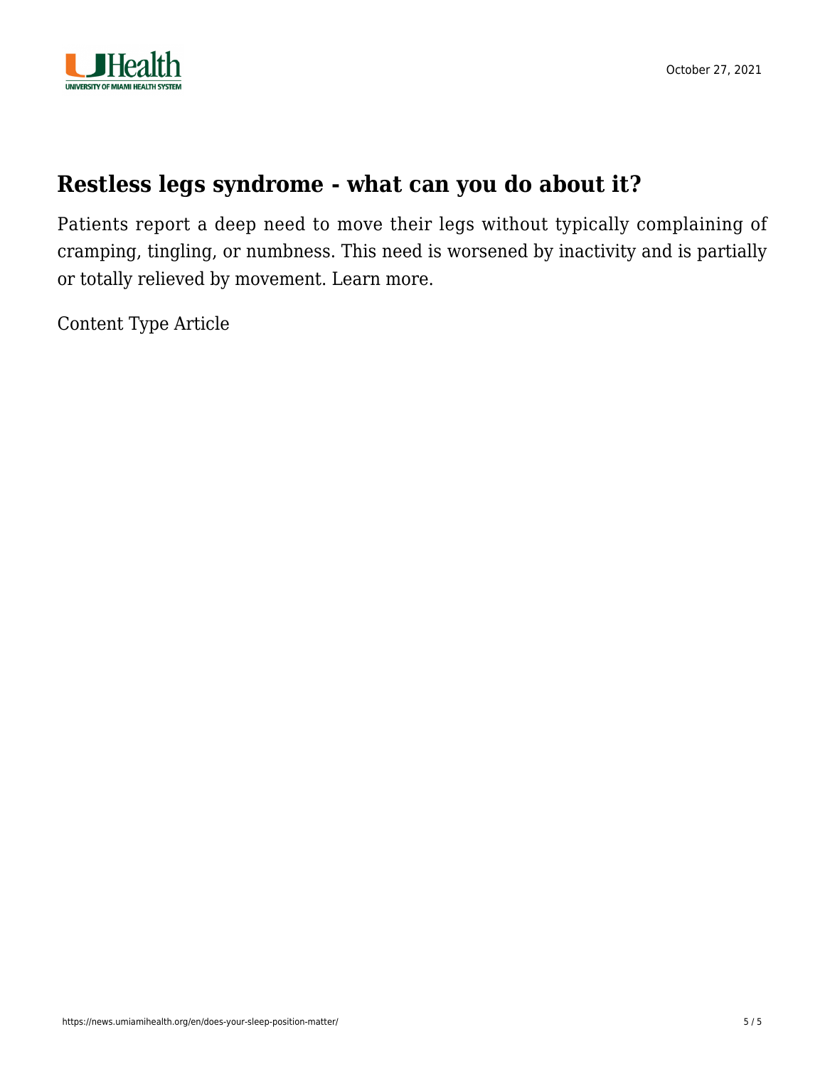## Restless legs syndrome - what can you do about it?

Patients report a deep need to move their legs without typically complaining of cramping, tingling, or numbness. This need is worsened by inactivity and is partially or totally relieved by movement. Learn more.

Content Type Article